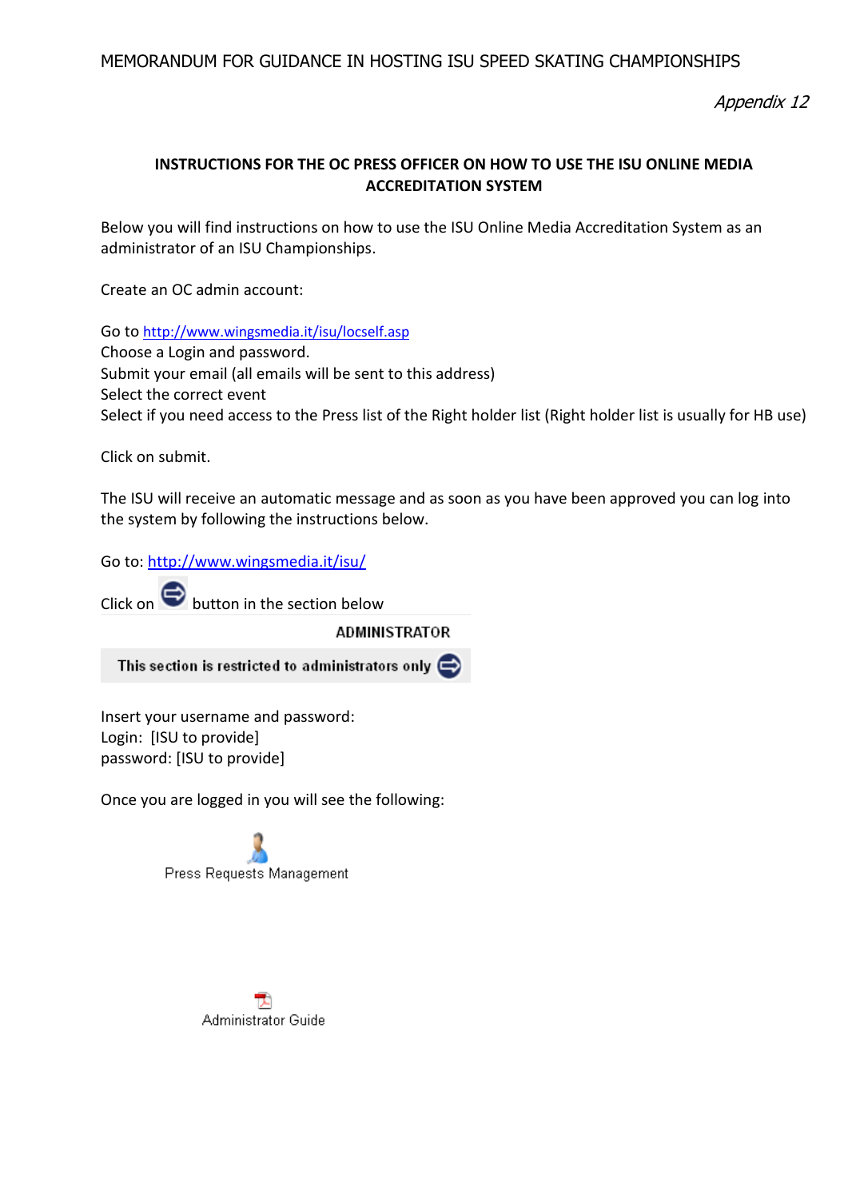*Appendix 12*

## INSTRUCTIONS FOR THE OC PRESS OFFICER ON HOW TO USE THE ISU ONLINE MEDIA ACCREDITATION SYSTEM

Below you will find instructions on how to use the ISU Online Media Accreditation System as an administrator of an ISU Championships.

Create an OC admin account:

Go to http://www.wingsmedia.it/isu/locself.asp
Choose a Login and password.
Submit your email (all emails will be sent to this address)
Select the correct event
Select if you need access to the Press list of the Right holder list (Right holder list is usually for HB use)

Click on submit.

The ISU will receive an automatic message and as soon as you have been approved you can log into the system by following the instructions below.

Go to: http://www.wingsmedia.it/isu/

Click on button in the section below

ADMINISTRATOR

This section is restricted to administrators only

Insert your username and password:
Login: [ISU to provide]
password: [ISU to provide]

Once you are logged in you will see the following:

Press Requests Management

Administrator Guide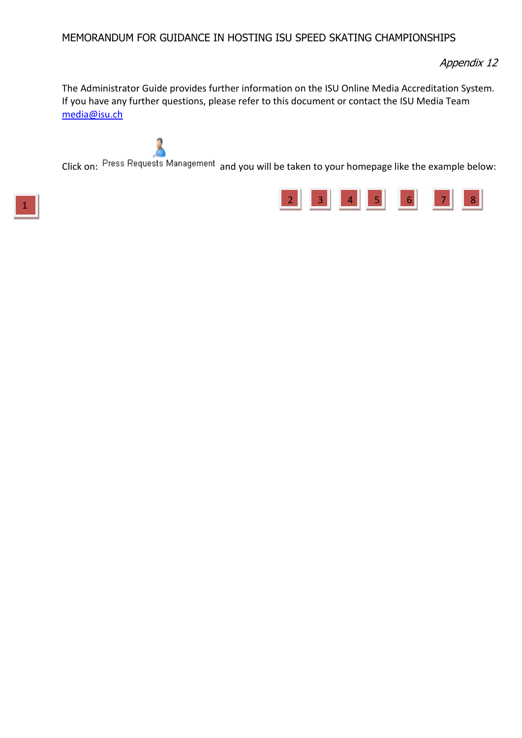*Appendix 12*

The Administrator Guide provides further information on the ISU Online Media Accreditation System. If you have any further questions, please refer to this document or contact the ISU Media Team media@isu.ch

Click on: Press Requests Management and you will be taken to your homepage like the example below:

1

2 3 4 5 6 7 8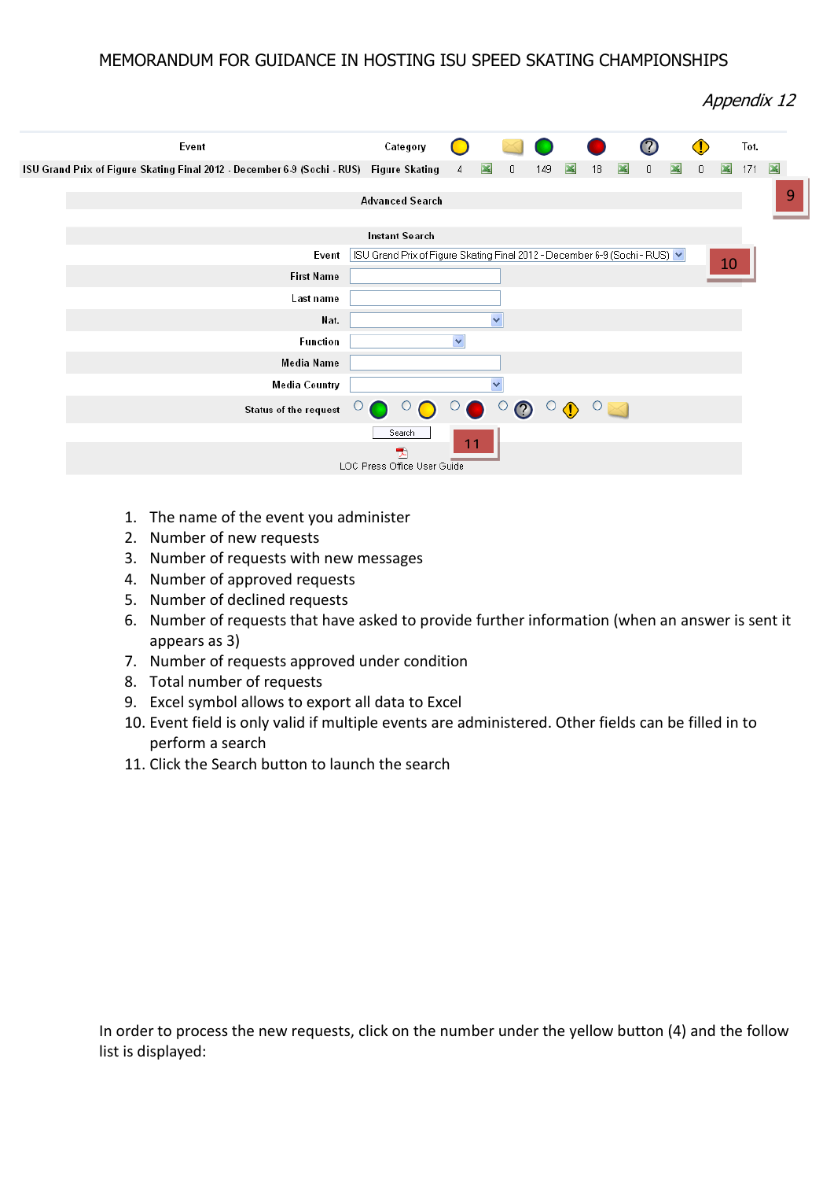MEMORANDUM FOR GUIDANCE IN HOSTING ISU SPEED SKATING CHAMPIONSHIPS

*Appendix 12*

| Event | Category | | | | | | | | | | | | | Tot. | |
|---|---|---|---|---|---|---|---|---|---|---|---|---|---|---|---|
| ISU Grand Prix of Figure Skating Final 2012 - December 6-9 (Sochi - RUS) | Figure Skating | 4 | | 0 | | 149 | | 18 | | 0 | | 0 | | 171 | |

9

**Advanced Search**

**Instant Search**

Event: ISU Grand Prix of Figure Skating Final 2012 - December 6-9 (Sochi - RUS)

10

First Name

Last name

Nat.

Function

Media Name

Media Country

Status of the request

Search

11

LOC Press Office User Guide

1. The name of the event you administer
2. Number of new requests
3. Number of requests with new messages
4. Number of approved requests
5. Number of declined requests
6. Number of requests that have asked to provide further information (when an answer is sent it appears as 3)
7. Number of requests approved under condition
8. Total number of requests
9. Excel symbol allows to export all data to Excel
10. Event field is only valid if multiple events are administered. Other fields can be filled in to perform a search
11. Click the Search button to launch the search

In order to process the new requests, click on the number under the yellow button (4) and the follow list is displayed: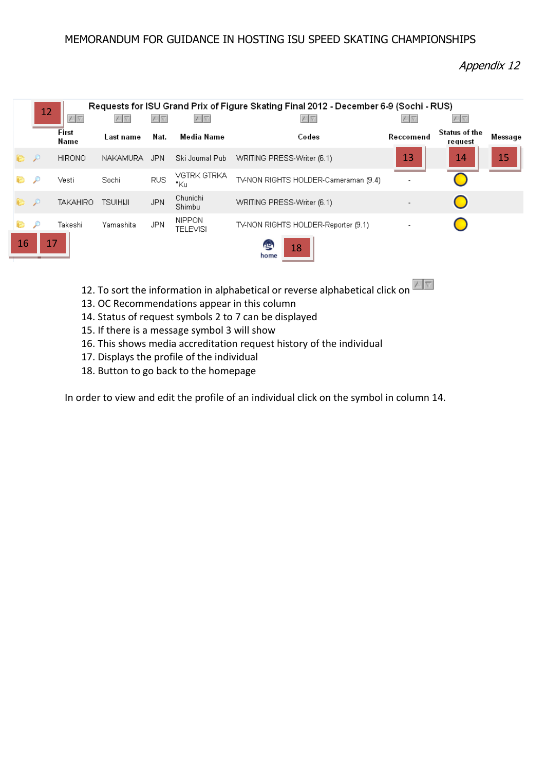*Appendix 12*

Requests for ISU Grand Prix of Figure Skating Final 2012 - December 6-9 (Sochi - RUS)

| 16 | 17 | First Name | Last name | Nat. | Media Name | Codes | Reccomend | Status of the request | Message |
|---|---|---|---|---|---|---|---|---|---|
| | | HIRONO | NAKAMURA | JPN | Ski Journal Pub | WRITING PRESS-Writer (6.1) | | | |
| | | Vesti | Sochi | RUS | VGTRK GTRKA "Ku | TV-NON RIGHTS HOLDER-Cameraman (9.4) | - | | |
| | | TAKAHIRO | TSUIHIJI | JPN | Chunichi Shimbu | WRITING PRESS-Writer (6.1) | - | | |
| | | Takeshi | Yamashita | JPN | NIPPON TELEVISI | TV-NON RIGHTS HOLDER-Reporter (9.1) | - | | |

home

12. To sort the information in alphabetical or reverse alphabetical click on
13. OC Recommendations appear in this column
14. Status of request symbols 2 to 7 can be displayed
15. If there is a message symbol 3 will show
16. This shows media accreditation request history of the individual
17. Displays the profile of the individual
18. Button to go back to the homepage

In order to view and edit the profile of an individual click on the symbol in column 14.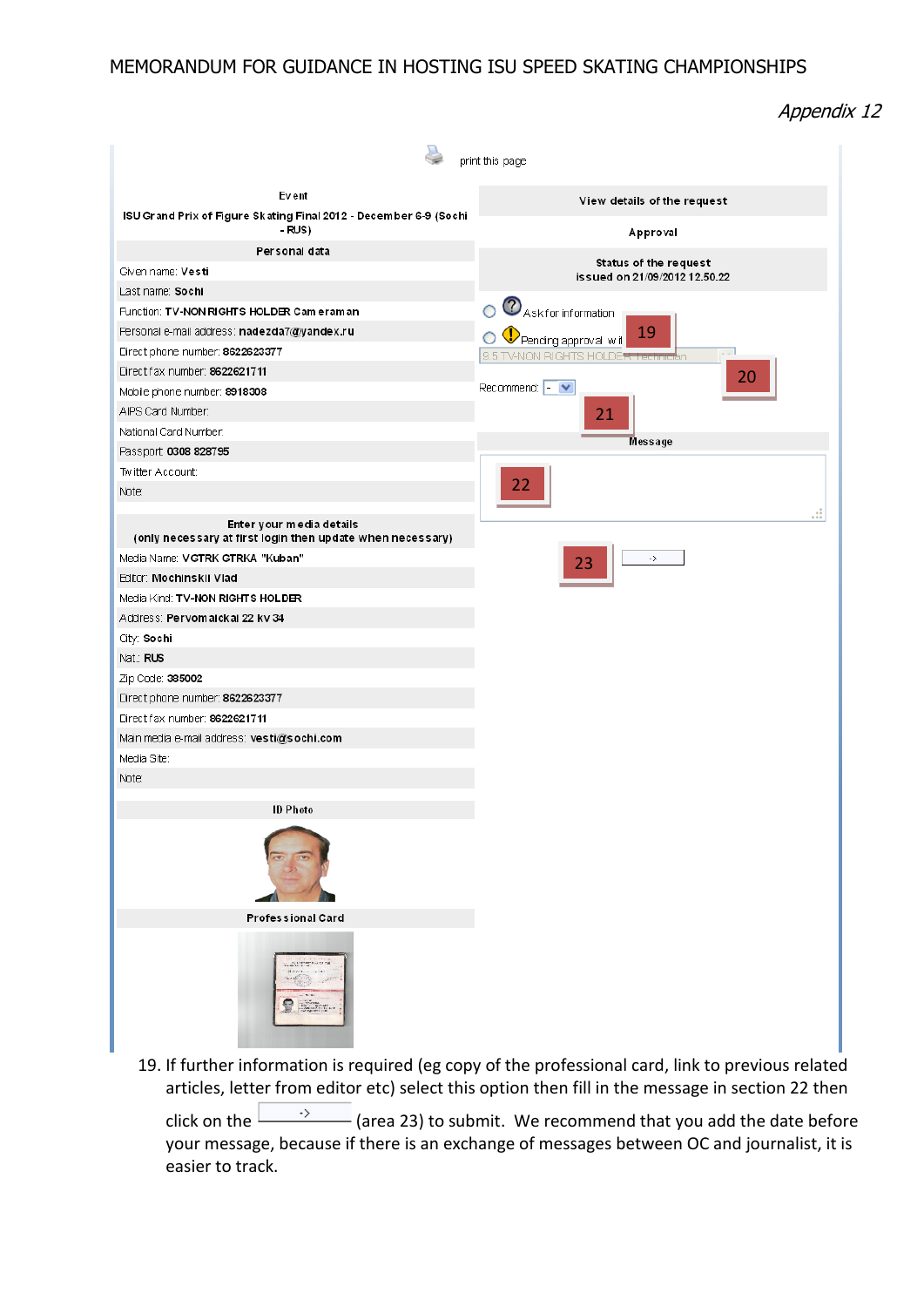*Appendix 12*

print this page

| Event | View details of the request |
|---|---|
| ISU Grand Prix of Figure Skating Final 2012 - December 6-9 (Sochi - RUS) | Approval |
| **Personal data** | Status of the request issued on 21/09/2012 12.50.22 |
| Given name: **Vesti** | ○ Ask for information |
| Last name: **Sochi** | ○ Pending approval wi **19** |
| Function: **TV-NON RIGHTS HOLDER Cameraman** | 9.5 TV-NON RIGHTS HOLDER Technician **20** |
| Personal e-mail address: **nadezda7@yandex.ru** | Recommend: - **21** |
| Direct phone number: **8622623377** | Message |
| Direct fax number: **8622621711** | **22** |
| Mobile phone number: **8918308** | |
| AIPS Card Number: | **23** -> |
| National Card Number: | |
| Passport: **0308 828795** | |
| Twitter Account: | |
| Note: | |

**Enter your media details (only necessary at first login then update when necessary)**

Media Name: **VGTRK GTRKA "Kuban"**
Editor: **Mochinskii Vlad**
Media Kind: **TV-NON RIGHTS HOLDER**
Address: **Pervomaickai 22 kv 34**
City: **Sochi**
Nat.: **RUS**
Zip Code: **385002**
Direct phone number: **8622623377**
Direct fax number: **8622621711**
Main media e-mail address: **vesti@sochi.com**
Media Site:
Note:

**ID Photo**

**Professional Card**

19. If further information is required (eg copy of the professional card, link to previous related articles, letter from editor etc) select this option then fill in the message in section 22 then click on the -> (area 23) to submit. We recommend that you add the date before your message, because if there is an exchange of messages between OC and journalist, it is easier to track.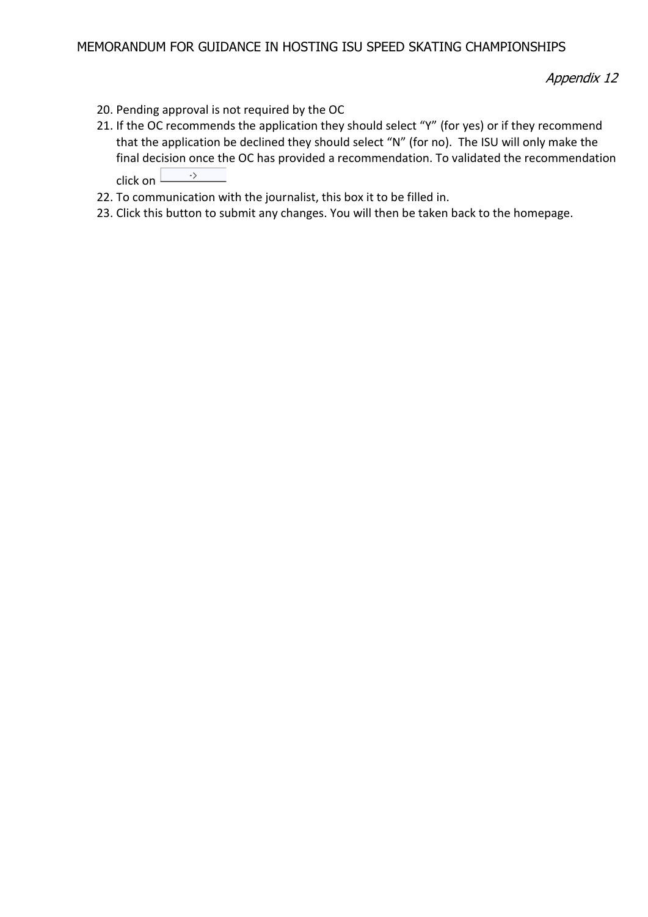*Appendix 12*

20. Pending approval is not required by the OC
21. If the OC recommends the application they should select “Y” (for yes) or if they recommend that the application be declined they should select “N” (for no). The ISU will only make the final decision once the OC has provided a recommendation. To validated the recommendation click on ->
22. To communication with the journalist, this box it to be filled in.
23. Click this button to submit any changes. You will then be taken back to the homepage.